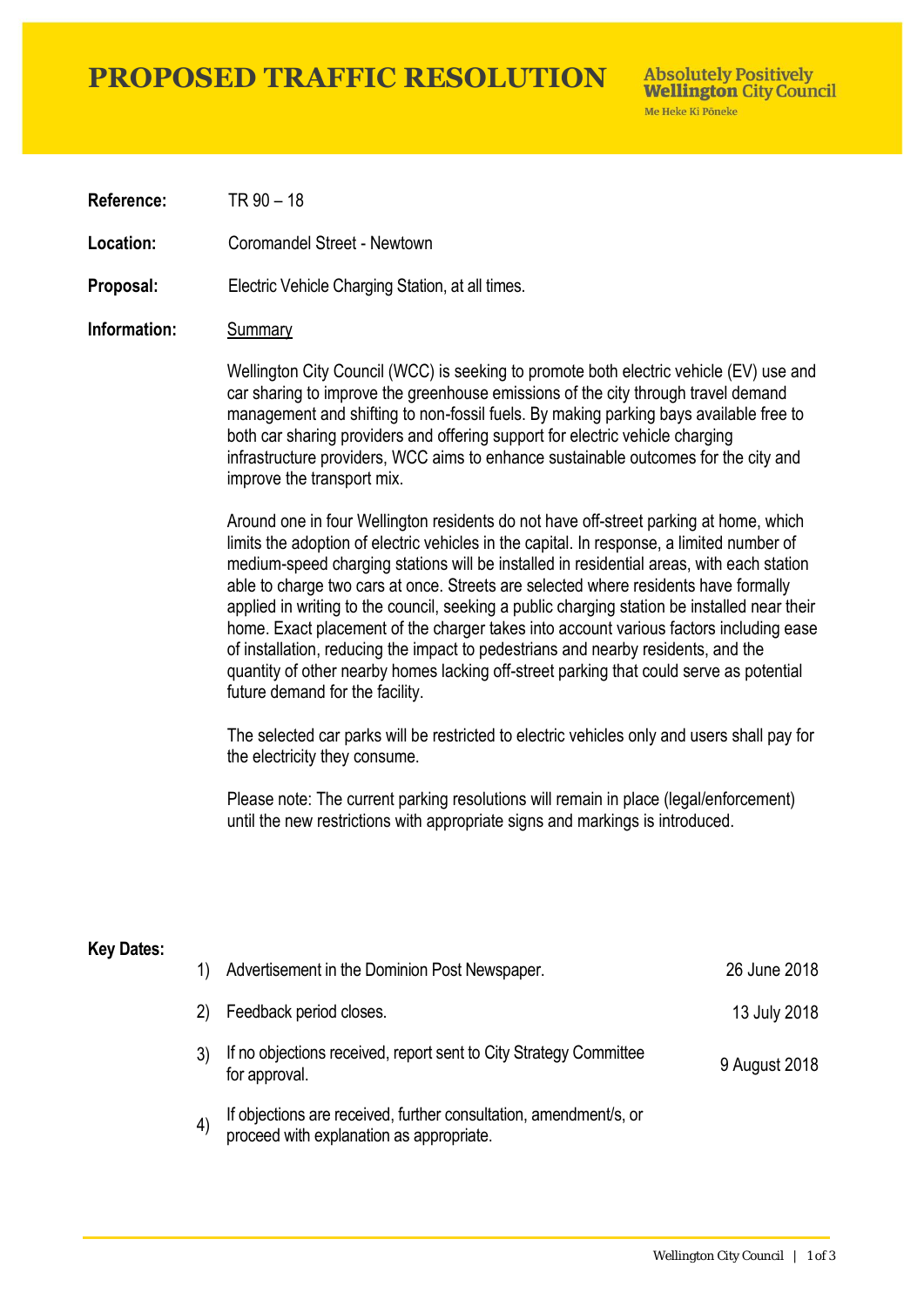# PROPOSED TRAFFIC RESOLUTION

**Absolutely Positively Wellington City Council**
Me Heke Ki Pōneke

**Reference:** TR 90 – 18

**Location:** Coromandel Street - Newtown

**Proposal:** Electric Vehicle Charging Station, at all times.

**Information:** Summary

Wellington City Council (WCC) is seeking to promote both electric vehicle (EV) use and car sharing to improve the greenhouse emissions of the city through travel demand management and shifting to non-fossil fuels. By making parking bays available free to both car sharing providers and offering support for electric vehicle charging infrastructure providers, WCC aims to enhance sustainable outcomes for the city and improve the transport mix.

Around one in four Wellington residents do not have off-street parking at home, which limits the adoption of electric vehicles in the capital. In response, a limited number of medium-speed charging stations will be installed in residential areas, with each station able to charge two cars at once. Streets are selected where residents have formally applied in writing to the council, seeking a public charging station be installed near their home. Exact placement of the charger takes into account various factors including ease of installation, reducing the impact to pedestrians and nearby residents, and the quantity of other nearby homes lacking off-street parking that could serve as potential future demand for the facility.

The selected car parks will be restricted to electric vehicles only and users shall pay for the electricity they consume.

Please note: The current parking resolutions will remain in place (legal/enforcement) until the new restrictions with appropriate signs and markings is introduced.

**Key Dates:**

| | | |
|---|---|---|
| 1) | Advertisement in the Dominion Post Newspaper. | 26 June 2018 |
| 2) | Feedback period closes. | 13 July 2018 |
| 3) | If no objections received, report sent to City Strategy Committee for approval. | 9 August 2018 |
| 4) | If objections are received, further consultation, amendment/s, or proceed with explanation as appropriate. | |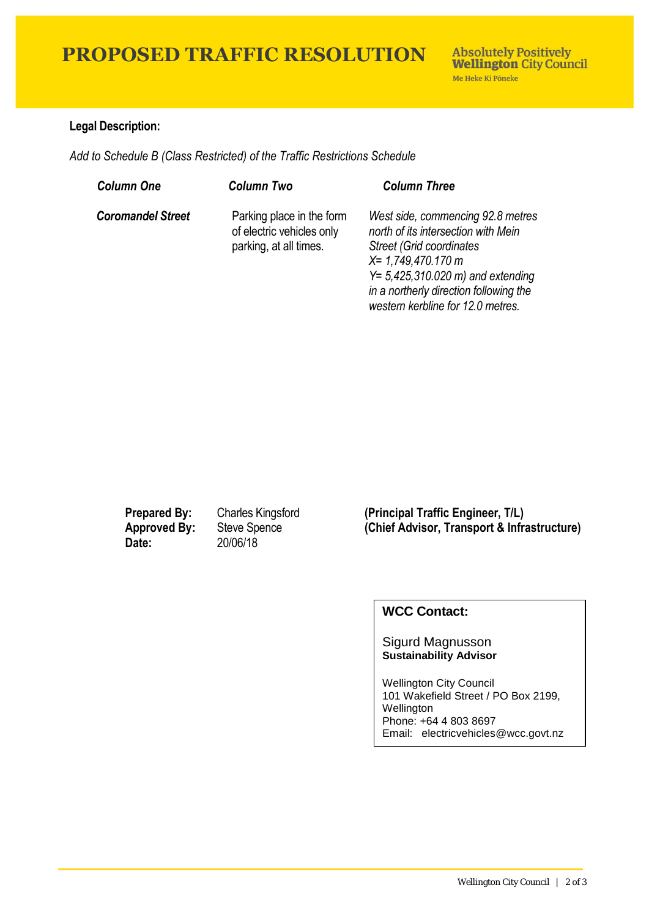# PROPOSED TRAFFIC RESOLUTION

**Absolutely Positively Wellington City Council**
Me Heke Ki Pōneke

**Legal Description:**

*Add to Schedule B (Class Restricted) of the Traffic Restrictions Schedule*

| *Column One* | *Column Two* | *Column Three* |
|---|---|---|
| ***Coromandel Street*** | Parking place in the form of electric vehicles only parking, at all times. | *West side, commencing 92.8 metres north of its intersection with Mein Street (Grid coordinates X= 1,749,470.170 m Y= 5,425,310.020 m) and extending in a northerly direction following the western kerbline for 12.0 metres.* |

**Prepared By:** Charles Kingsford **(Principal Traffic Engineer, T/L)**
**Approved By:** Steve Spence **(Chief Advisor, Transport & Infrastructure)**
**Date:** 20/06/18

**WCC Contact:**

Sigurd Magnusson
**Sustainability Advisor**

Wellington City Council
101 Wakefield Street / PO Box 2199, Wellington
Phone: +64 4 803 8697
Email: electricvehicles@wcc.govt.nz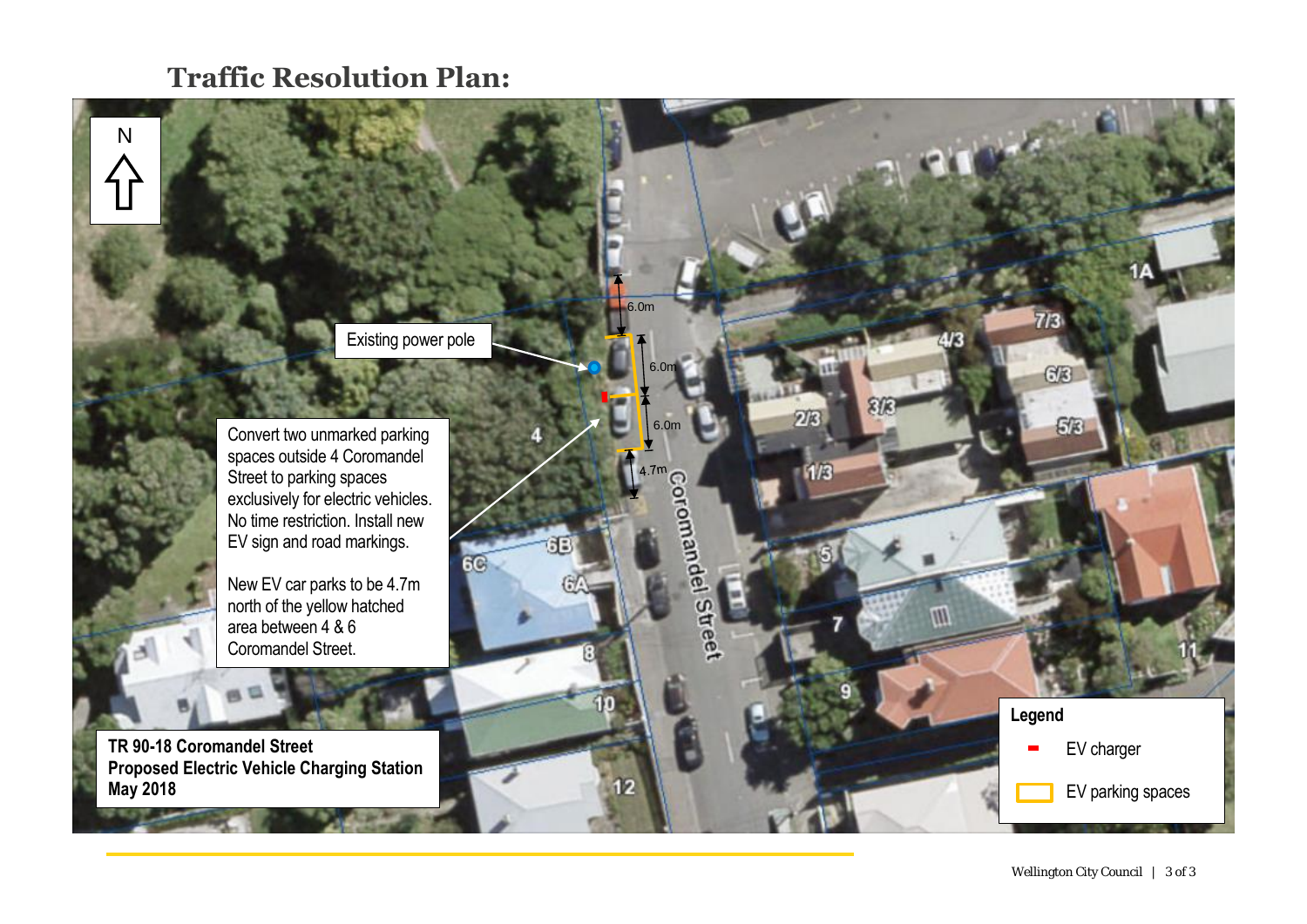## Traffic Resolution Plan:

N

Existing power pole

Convert two unmarked parking spaces outside 4 Coromandel Street to parking spaces exclusively for electric vehicles. No time restriction. Install new EV sign and road markings.

New EV car parks to be 4.7m north of the yellow hatched area between 4 & 6 Coromandel Street.

6.0m

6.0m

6.0m

4.7m

Coromandel Street

4

6C

6B

6A

8

10

12

1A

7/3

4/3

6/3

3/3

2/3

5/3

1/3

5

7

9

11

**TR 90-18 Coromandel Street**
**Proposed Electric Vehicle Charging Station**
**May 2018**

**Legend**

EV charger

EV parking spaces